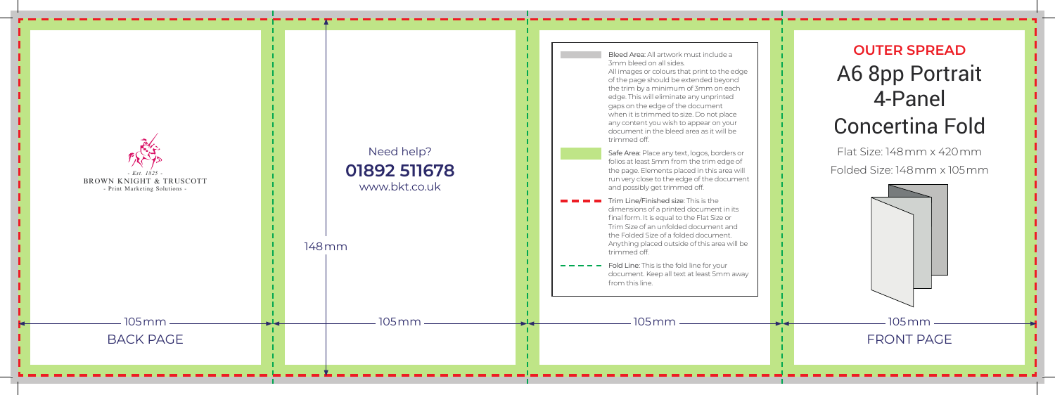BROWN KNIGHT & TRUSCOTT

- Est. 1825 -

- Print Marketing Solutions -

105mm

BACK PAGE

Need help?

**01892 511678**

www.bkt.co.uk

148mm

105mm

Bleed Area: All artwork must include a 3mm bleed on all sides.
All images or colours that print to the edge of the page should be extended beyond the trim by a minimum of 3mm on each edge. This will eliminate any unprinted gaps on the edge of the document when it is trimmed to size. Do not place any content you wish to appear on your document in the bleed area as it will be trimmed off.

Safe Area: Place any text, logos, borders or folios at least 5mm from the trim edge of the page. Elements placed in this area will run very close to the edge of the document and possibly get trimmed off.

Trim Line/Finished size: This is the dimensions of a printed document in its final form. It is equal to the Flat Size or Trim Size of an unfolded document and the Folded Size of a folded document. Anything placed outside of this area will be trimmed off.

Fold Line: This is the fold line for your document. Keep all text at least 5mm away from this line.

105mm

## OUTER SPREAD

# A6 8pp Portrait 4-Panel Concertina Fold

Flat Size: 148mm x 420mm

Folded Size: 148mm x 105mm

105mm

FRONT PAGE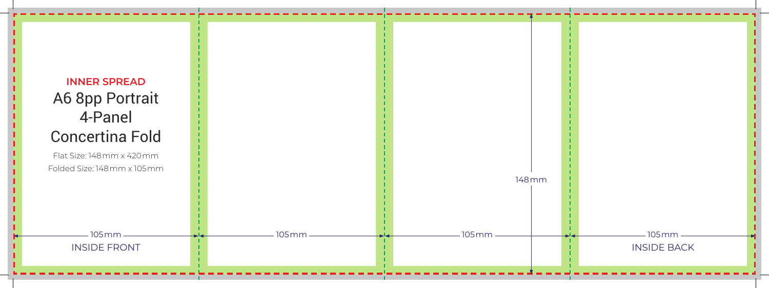**INNER SPREAD**

A6 8pp Portrait
4-Panel
Concertina Fold

Flat Size: 148mm x 420mm

Folded Size: 148mm x 105mm

105mm

INSIDE FRONT

105mm

105mm

148mm

105mm

INSIDE BACK